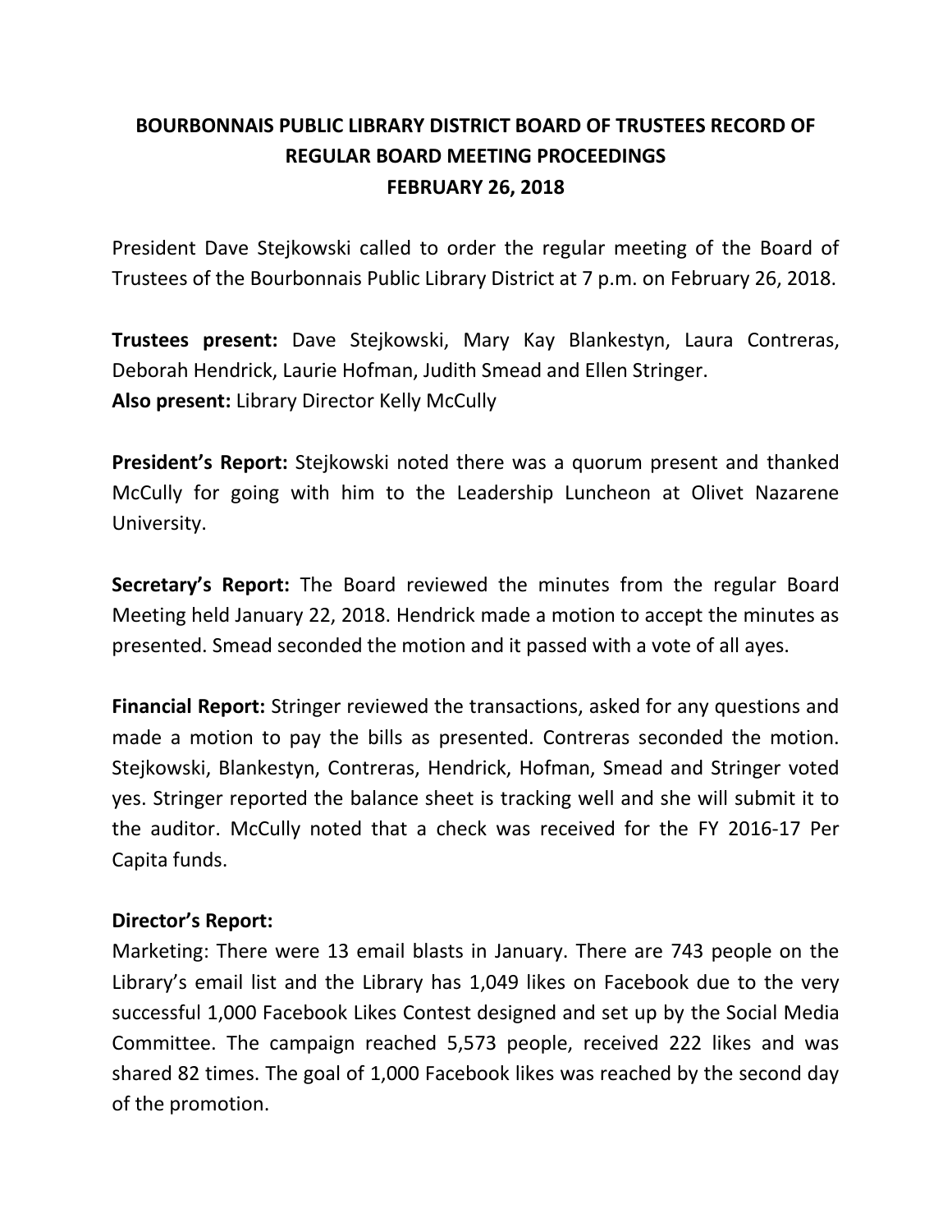# BOURBONNAIS PUBLIC LIBRARY DISTRICT BOARD OF TRUSTEES RECORD OF REGULAR BOARD MEETING PROCEEDINGS
## FEBRUARY 26, 2018

President Dave Stejkowski called to order the regular meeting of the Board of Trustees of the Bourbonnais Public Library District at 7 p.m. on February 26, 2018.

**Trustees present:** Dave Stejkowski, Mary Kay Blankestyn, Laura Contreras, Deborah Hendrick, Laurie Hofman, Judith Smead and Ellen Stringer.
**Also present:** Library Director Kelly McCully

**President's Report:** Stejkowski noted there was a quorum present and thanked McCully for going with him to the Leadership Luncheon at Olivet Nazarene University.

**Secretary's Report:** The Board reviewed the minutes from the regular Board Meeting held January 22, 2018. Hendrick made a motion to accept the minutes as presented. Smead seconded the motion and it passed with a vote of all ayes.

**Financial Report:** Stringer reviewed the transactions, asked for any questions and made a motion to pay the bills as presented. Contreras seconded the motion. Stejkowski, Blankestyn, Contreras, Hendrick, Hofman, Smead and Stringer voted yes. Stringer reported the balance sheet is tracking well and she will submit it to the auditor. McCully noted that a check was received for the FY 2016-17 Per Capita funds.

**Director's Report:**
Marketing: There were 13 email blasts in January. There are 743 people on the Library's email list and the Library has 1,049 likes on Facebook due to the very successful 1,000 Facebook Likes Contest designed and set up by the Social Media Committee. The campaign reached 5,573 people, received 222 likes and was shared 82 times. The goal of 1,000 Facebook likes was reached by the second day of the promotion.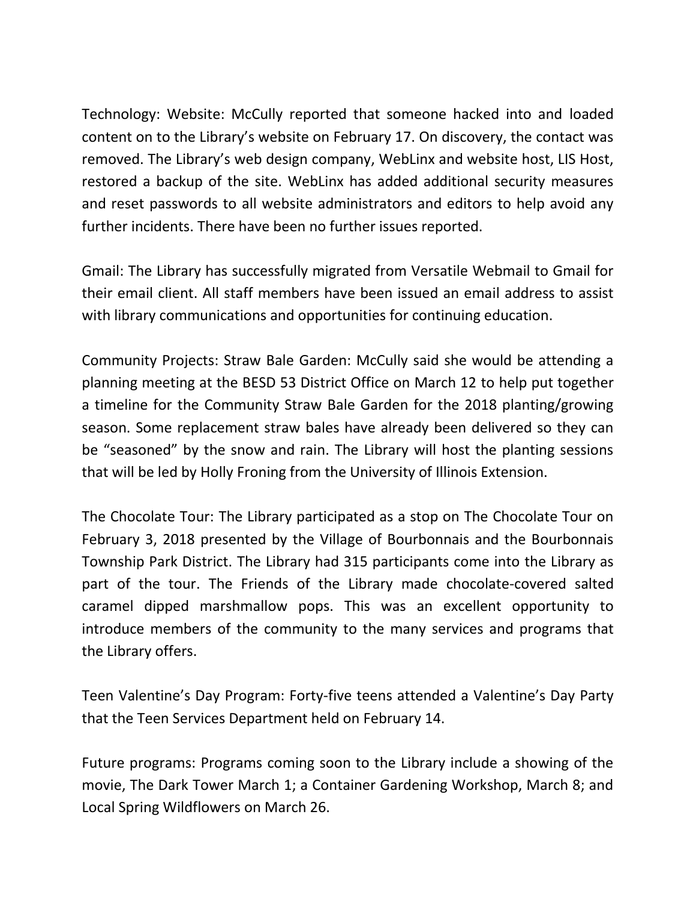Technology: Website: McCully reported that someone hacked into and loaded content on to the Library's website on February 17. On discovery, the contact was removed. The Library's web design company, WebLinx and website host, LIS Host, restored a backup of the site. WebLinx has added additional security measures and reset passwords to all website administrators and editors to help avoid any further incidents. There have been no further issues reported.

Gmail: The Library has successfully migrated from Versatile Webmail to Gmail for their email client. All staff members have been issued an email address to assist with library communications and opportunities for continuing education.

Community Projects: Straw Bale Garden: McCully said she would be attending a planning meeting at the BESD 53 District Office on March 12 to help put together a timeline for the Community Straw Bale Garden for the 2018 planting/growing season. Some replacement straw bales have already been delivered so they can be "seasoned" by the snow and rain. The Library will host the planting sessions that will be led by Holly Froning from the University of Illinois Extension.

The Chocolate Tour: The Library participated as a stop on The Chocolate Tour on February 3, 2018 presented by the Village of Bourbonnais and the Bourbonnais Township Park District. The Library had 315 participants come into the Library as part of the tour. The Friends of the Library made chocolate-covered salted caramel dipped marshmallow pops. This was an excellent opportunity to introduce members of the community to the many services and programs that the Library offers.

Teen Valentine's Day Program: Forty-five teens attended a Valentine's Day Party that the Teen Services Department held on February 14.

Future programs: Programs coming soon to the Library include a showing of the movie, The Dark Tower March 1; a Container Gardening Workshop, March 8; and Local Spring Wildflowers on March 26.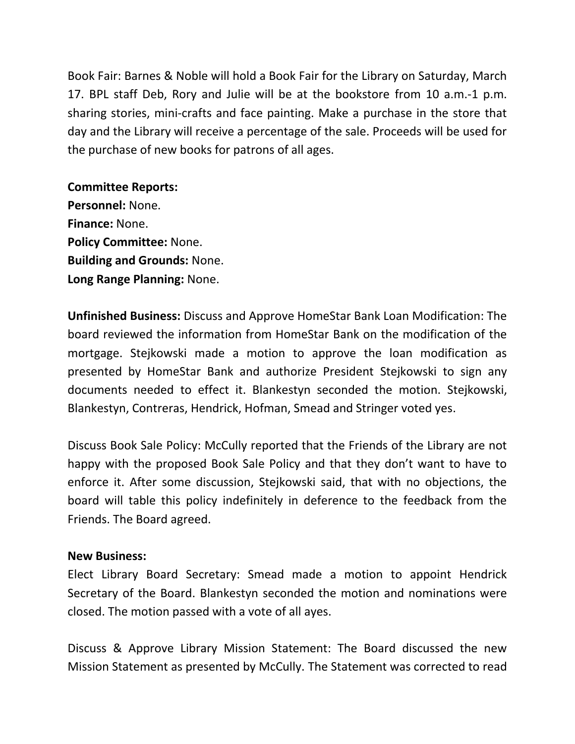Book Fair: Barnes & Noble will hold a Book Fair for the Library on Saturday, March 17. BPL staff Deb, Rory and Julie will be at the bookstore from 10 a.m.-1 p.m. sharing stories, mini-crafts and face painting. Make a purchase in the store that day and the Library will receive a percentage of the sale. Proceeds will be used for the purchase of new books for patrons of all ages.

**Committee Reports:**
**Personnel:** None.
**Finance:** None.
**Policy Committee:** None.
**Building and Grounds:** None.
**Long Range Planning:** None.

**Unfinished Business:** Discuss and Approve HomeStar Bank Loan Modification: The board reviewed the information from HomeStar Bank on the modification of the mortgage. Stejkowski made a motion to approve the loan modification as presented by HomeStar Bank and authorize President Stejkowski to sign any documents needed to effect it. Blankestyn seconded the motion. Stejkowski, Blankestyn, Contreras, Hendrick, Hofman, Smead and Stringer voted yes.

Discuss Book Sale Policy: McCully reported that the Friends of the Library are not happy with the proposed Book Sale Policy and that they don't want to have to enforce it. After some discussion, Stejkowski said, that with no objections, the board will table this policy indefinitely in deference to the feedback from the Friends. The Board agreed.

**New Business:**
Elect Library Board Secretary: Smead made a motion to appoint Hendrick Secretary of the Board. Blankestyn seconded the motion and nominations were closed. The motion passed with a vote of all ayes.

Discuss & Approve Library Mission Statement: The Board discussed the new Mission Statement as presented by McCully. The Statement was corrected to read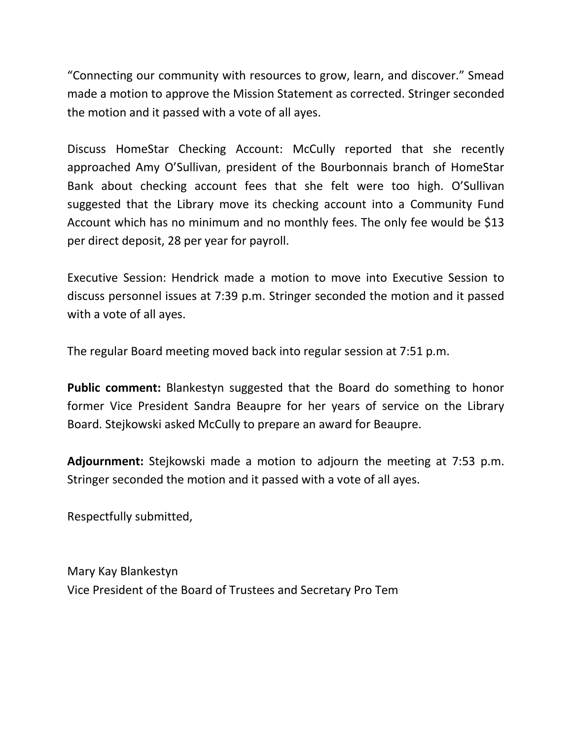"Connecting our community with resources to grow, learn, and discover." Smead made a motion to approve the Mission Statement as corrected. Stringer seconded the motion and it passed with a vote of all ayes.

Discuss HomeStar Checking Account: McCully reported that she recently approached Amy O'Sullivan, president of the Bourbonnais branch of HomeStar Bank about checking account fees that she felt were too high. O'Sullivan suggested that the Library move its checking account into a Community Fund Account which has no minimum and no monthly fees. The only fee would be $13 per direct deposit, 28 per year for payroll.

Executive Session: Hendrick made a motion to move into Executive Session to discuss personnel issues at 7:39 p.m. Stringer seconded the motion and it passed with a vote of all ayes.

The regular Board meeting moved back into regular session at 7:51 p.m.

**Public comment:** Blankestyn suggested that the Board do something to honor former Vice President Sandra Beaupre for her years of service on the Library Board. Stejkowski asked McCully to prepare an award for Beaupre.

**Adjournment:** Stejkowski made a motion to adjourn the meeting at 7:53 p.m. Stringer seconded the motion and it passed with a vote of all ayes.

Respectfully submitted,

Mary Kay Blankestyn
Vice President of the Board of Trustees and Secretary Pro Tem